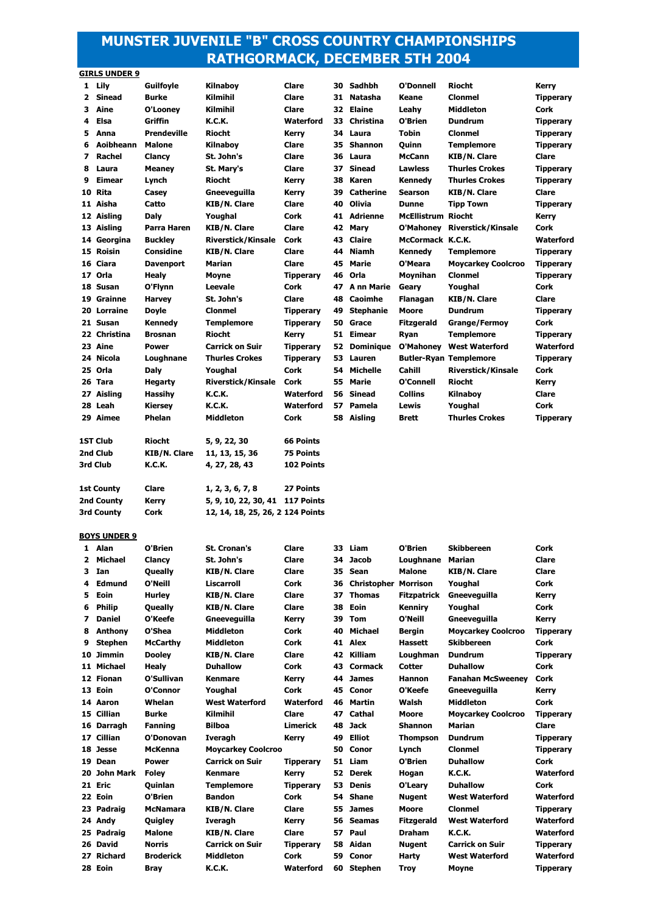# MUNSTER JUVENILE "B" CROSS COUNTRY CHAMPIONSHIPS
# RATHGORMACK, DECEMBER 5TH 2004

**GIRLS UNDER 9**

| Pos | First Name | Surname | Club | County |
|---|---|---|---|---|
| 1 | Lily | Guilfoyle | Kilnaboy | Clare |
| 2 | Sinead | Burke | Kilmihil | Clare |
| 3 | Aine | O'Looney | Kilmihil | Clare |
| 4 | Elsa | Griffin | K.C.K. | Waterford |
| 5 | Anna | Prendeville | Riocht | Kerry |
| 6 | Aoibheann | Malone | Kilnaboy | Clare |
| 7 | Rachel | Clancy | St. John's | Clare |
| 8 | Laura | Meaney | St. Mary's | Clare |
| 9 | Eimear | Lynch | Riocht | Kerry |
| 10 | Rita | Casey | Gneeveguilla | Kerry |
| 11 | Aisha | Catto | KIB/N. Clare | Clare |
| 12 | Aisling | Daly | Youghal | Cork |
| 13 | Aisling | Parra Haren | KIB/N. Clare | Clare |
| 14 | Georgina | Buckley | Riverstick/Kinsale | Cork |
| 15 | Roisin | Considine | KIB/N. Clare | Clare |
| 16 | Ciara | Davenport | Marian | Clare |
| 17 | Orla | Healy | Moyne | Tipperary |
| 18 | Susan | O'Flynn | Leevale | Cork |
| 19 | Grainne | Harvey | St. John's | Clare |
| 20 | Lorraine | Doyle | Clonmel | Tipperary |
| 21 | Susan | Kennedy | Templemore | Tipperary |
| 22 | Christina | Brosnan | Riocht | Kerry |
| 23 | Aine | Power | Carrick on Suir | Tipperary |
| 24 | Nicola | Loughnane | Thurles Crokes | Tipperary |
| 25 | Orla | Daly | Youghal | Cork |
| 26 | Tara | Hegarty | Riverstick/Kinsale | Cork |
| 27 | Aisling | Hassihy | K.C.K. | Waterford |
| 28 | Leah | Kiersey | K.C.K. | Waterford |
| 29 | Aimee | Phelan | Middleton | Cork |
| 30 | Sadhbh | O'Donnell | Riocht | Kerry |
| 31 | Natasha | Keane | Clonmel | Tipperary |
| 32 | Elaine | Leahy | Middleton | Cork |
| 33 | Christina | O'Brien | Dundrum | Tipperary |
| 34 | Laura | Tobin | Clonmel | Tipperary |
| 35 | Shannon | Quinn | Templemore | Tipperary |
| 36 | Laura | McCann | KIB/N. Clare | Clare |
| 37 | Sinead | Lawless | Thurles Crokes | Tipperary |
| 38 | Karen | Kennedy | Thurles Crokes | Tipperary |
| 39 | Catherine | Searson | KIB/N. Clare | Clare |
| 40 | Olivia | Dunne | Tipp Town | Tipperary |
| 41 | Adrienne | McEllistrum | Riocht | Kerry |
| 42 | Mary | O'Mahoney | Riverstick/Kinsale | Cork |
| 43 | Claire | McCormack | K.C.K. | Waterford |
| 44 | Niamh | Kennedy | Templemore | Tipperary |
| 45 | Marie | O'Meara | Moycarkey Coolcroo | Tipperary |
| 46 | Orla | Moynihan | Clonmel | Tipperary |
| 47 | A nn Marie | Geary | Youghal | Cork |
| 48 | Caoimhe | Flanagan | KIB/N. Clare | Clare |
| 49 | Stephanie | Moore | Dundrum | Tipperary |
| 50 | Grace | Fitzgerald | Grange/Fermoy | Cork |
| 51 | Eimear | Ryan | Templemore | Tipperary |
| 52 | Dominique | O'Mahoney | West Waterford | Waterford |
| 53 | Lauren | Butler-Ryan | Templemore | Tipperary |
| 54 | Michelle | Cahill | Riverstick/Kinsale | Cork |
| 55 | Marie | O'Connell | Riocht | Kerry |
| 56 | Sinead | Collins | Kilnaboy | Clare |
| 57 | Pamela | Lewis | Youghal | Cork |
| 58 | Aisling | Brett | Thurles Crokes | Tipperary |

| | | | |
|---|---|---|---|
| 1ST Club | Riocht | 5, 9, 22, 30 | 66 Points |
| 2nd Club | KIB/N. Clare | 11, 13, 15, 36 | 75 Points |
| 3rd Club | K.C.K. | 4, 27, 28, 43 | 102 Points |
| 1st County | Clare | 1, 2, 3, 6, 7, 8 | 27 Points |
| 2nd County | Kerry | 5, 9, 10, 22, 30, 41 | 117 Points |
| 3rd County | Cork | 12, 14, 18, 25, 26, 2 | 124 Points |

**BOYS UNDER 9**

| Pos | First Name | Surname | Club | County |
|---|---|---|---|---|
| 1 | Alan | O'Brien | St. Cronan's | Clare |
| 2 | Michael | Clancy | St. John's | Clare |
| 3 | Ian | Queally | KIB/N. Clare | Clare |
| 4 | Edmund | O'Neill | Liscarroll | Cork |
| 5 | Eoin | Hurley | KIB/N. Clare | Clare |
| 6 | Philip | Queally | KIB/N. Clare | Clare |
| 7 | Daniel | O'Keefe | Gneeveguilla | Kerry |
| 8 | Anthony | O'Shea | Middleton | Cork |
| 9 | Stephen | McCarthy | Middleton | Cork |
| 10 | Jimmin | Dooley | KIB/N. Clare | Clare |
| 11 | Michael | Healy | Duhallow | Cork |
| 12 | Fionan | O'Sullivan | Kenmare | Kerry |
| 13 | Eoin | O'Connor | Youghal | Cork |
| 14 | Aaron | Whelan | West Waterford | Waterford |
| 15 | Cillian | Burke | Kilmihil | Clare |
| 16 | Darragh | Fanning | Bilboa | Limerick |
| 17 | Cillian | O'Donovan | Iveragh | Kerry |
| 18 | Jesse | McKenna | Moycarkey Coolcroo | |
| 19 | Dean | Power | Carrick on Suir | Tipperary |
| 20 | John Mark | Foley | Kenmare | Kerry |
| 21 | Eric | Quinlan | Templemore | Tipperary |
| 22 | Eoin | O'Brien | Bandon | Cork |
| 23 | Padraig | McNamara | KIB/N. Clare | Clare |
| 24 | Andy | Quigley | Iveragh | Kerry |
| 25 | Padraig | Malone | KIB/N. Clare | Clare |
| 26 | David | Norris | Carrick on Suir | Tipperary |
| 27 | Richard | Broderick | Middleton | Cork |
| 28 | Eoin | Bray | K.C.K. | Waterford |
| 33 | Liam | O'Brien | Skibbereen | Cork |
| 34 | Jacob | Loughnane | Marian | Clare |
| 35 | Sean | Malone | KIB/N. Clare | Clare |
| 36 | Christopher | Morrison | Youghal | Cork |
| 37 | Thomas | Fitzpatrick | Gneeveguilla | Kerry |
| 38 | Eoin | Kenniry | Youghal | Cork |
| 39 | Tom | O'Neill | Gneeveguilla | Kerry |
| 40 | Michael | Bergin | Moycarkey Coolcroo | Tipperary |
| 41 | Alex | Hassett | Skibbereen | Cork |
| 42 | Killiam | Loughman | Dundrum | Tipperary |
| 43 | Cormack | Cotter | Duhallow | Cork |
| 44 | James | Hannon | Fanahan McSweeney | Cork |
| 45 | Conor | O'Keefe | Gneeveguilla | Kerry |
| 46 | Martin | Walsh | Middleton | Cork |
| 47 | Cathal | Moore | Moycarkey Coolcroo | Tipperary |
| 48 | Jack | Shannon | Marian | Clare |
| 49 | Elliot | Thompson | Dundrum | Tipperary |
| 50 | Conor | Lynch | Clonmel | Tipperary |
| 51 | Liam | O'Brien | Duhallow | Cork |
| 52 | Derek | Hogan | K.C.K. | Waterford |
| 53 | Denis | O'Leary | Duhallow | Cork |
| 54 | Shane | Nugent | West Waterford | Waterford |
| 55 | James | Moore | Clonmel | Tipperary |
| 56 | Seamas | Fitzgerald | West Waterford | Waterford |
| 57 | Paul | Draham | K.C.K. | Waterford |
| 58 | Aidan | Nugent | Carrick on Suir | Tipperary |
| 59 | Conor | Harty | West Waterford | Waterford |
| 60 | Stephen | Troy | Moyne | Tipperary |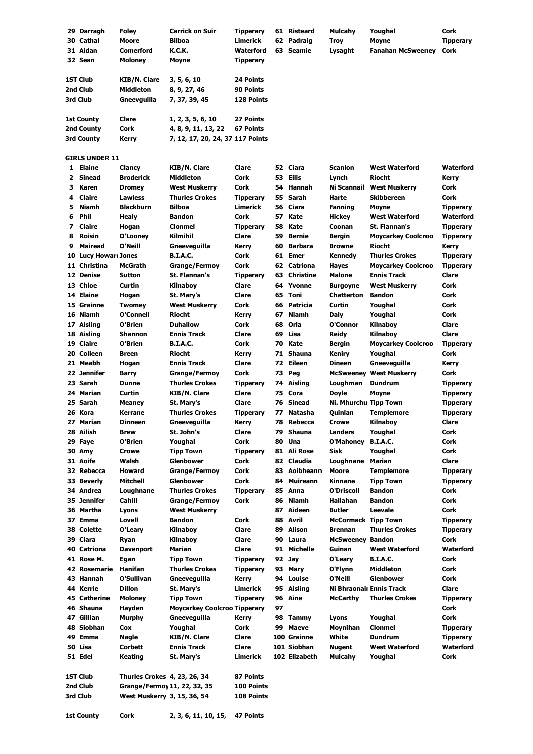| | | | | | | | | |
|---|---|---|---|---|---|---|---|---|
| 29 | Darragh | Foley | Carrick on Suir | Tipperary | 61 | Risteard | Mulcahy | Youghal | Cork |
| 30 | Cathal | Moore | Bilboa | Limerick | 62 | Padraig | Troy | Moyne | Tipperary |
| 31 | Aidan | Comerford | K.C.K. | Waterford | 63 | Seamie | Lysaght | Fanahan McSweeney | Cork |
| 32 | Sean | Moloney | Moyne | Tipperary | | | | | |

| | | | |
|---|---|---|---|
| 1ST Club | KIB/N. Clare | 3, 5, 6, 10 | 24 Points |
| 2nd Club | Middleton | 8, 9, 27, 46 | 90 Points |
| 3rd Club | Gneevguilla | 7, 37, 39, 45 | 128 Points |
| 1st County | Clare | 1, 2, 3, 5, 6, 10 | 27 Points |
| 2nd County | Cork | 4, 8, 9, 11, 13, 22 | 67 Points |
| 3rd County | Kerry | 7, 12, 17, 20, 24, 37 | 117 Points |

**GIRLS UNDER 11**

| | | | | | | | | | |
|---|---|---|---|---|---|---|---|---|---|
| 1 | Elaine | Clancy | KIB/N. Clare | Clare | 52 | Ciara | Scanlon | West Waterford | Waterford |
| 2 | Sinead | Broderick | Middleton | Cork | 53 | Eilis | Lynch | Riocht | Kerry |
| 3 | Karen | Dromey | West Muskerry | Cork | 54 | Hannah | Ni Scannail | West Muskerry | Cork |
| 4 | Claire | Lawless | Thurles Crokes | Tipperary | 55 | Sarah | Harte | Skibbereen | Cork |
| 5 | Niamh | Blackburn | Bilboa | Limerick | 56 | Ciara | Fanning | Moyne | Tipperary |
| 6 | Phil | Healy | Bandon | Cork | 57 | Kate | Hickey | West Waterford | Waterford |
| 7 | Claire | Hogan | Clonmel | Tipperary | 58 | Kate | Coonan | St. Flannan's | Tipperary |
| 8 | Roisin | O'Looney | Kilmihil | Clare | 59 | Bernie | Bergin | Moycarkey Coolcroo | Tipperary |
| 9 | Mairead | O'Neill | Gneeveguilla | Kerry | 60 | Barbara | Browne | Riocht | Kerry |
| 10 | Lucy Howard | Jones | B.I.A.C. | Cork | 61 | Emer | Kennedy | Thurles Crokes | Tipperary |
| 11 | Christina | McGrath | Grange/Fermoy | Cork | 62 | Catriona | Hayes | Moycarkey Coolcroo | Tipperary |
| 12 | Denise | Sutton | St. Flannan's | Tipperary | 63 | Christine | Malone | Ennis Track | Clare |
| 13 | Chloe | Curtin | Kilnaboy | Clare | 64 | Yvonne | Burgoyne | West Muskerry | Cork |
| 14 | Elaine | Hogan | St. Mary's | Clare | 65 | Toni | Chatterton | Bandon | Cork |
| 15 | Grainne | Twomey | West Muskerry | Cork | 66 | Patricia | Curtin | Youghal | Cork |
| 16 | Niamh | O'Connell | Riocht | Kerry | 67 | Niamh | Daly | Youghal | Cork |
| 17 | Aisling | O'Brien | Duhallow | Cork | 68 | Orla | O'Connor | Kilnaboy | Clare |
| 18 | Aisling | Shannon | Ennis Track | Clare | 69 | Lisa | Reidy | Kilnaboy | Clare |
| 19 | Claire | O'Brien | B.I.A.C. | Cork | 70 | Kate | Bergin | Moycarkey Coolcroo | Tipperary |
| 20 | Colleen | Breen | Riocht | Kerry | 71 | Shauna | Keniry | Youghal | Cork |
| 21 | Meabh | Hogan | Ennis Track | Clare | 72 | Eileen | Dineen | Gneeveguilla | Kerry |
| 22 | Jennifer | Barry | Grange/Fermoy | Cork | 73 | Peg | McSweeney | West Muskerry | Cork |
| 23 | Sarah | Dunne | Thurles Crokes | Tipperary | 74 | Aisling | Loughman | Dundrum | Tipperary |
| 24 | Marian | Curtin | KIB/N. Clare | Clare | 75 | Cora | Doyle | Moyne | Tipperary |
| 25 | Sarah | Meaney | St. Mary's | Clare | 76 | Sinead | Ni. Mhurchu | Tipp Town | Tipperary |
| 26 | Kora | Kerrane | Thurles Crokes | Tipperary | 77 | Natasha | Quinlan | Templemore | Tipperary |
| 27 | Marian | Dinneen | Gneeveguilla | Kerry | 78 | Rebecca | Crowe | Kilnaboy | Clare |
| 28 | Ailish | Brew | St. John's | Clare | 79 | Shauna | Landers | Youghal | Cork |
| 29 | Faye | O'Brien | Youghal | Cork | 80 | Una | O'Mahoney | B.I.A.C. | Cork |
| 30 | Amy | Crowe | Tipp Town | Tipperary | 81 | Ali Rose | Sisk | Youghal | Cork |
| 31 | Aoife | Walsh | Glenbower | Cork | 82 | Claudia | Loughnane | Marian | Clare |
| 32 | Rebecca | Howard | Grange/Fermoy | Cork | 83 | Aoibheann | Moore | Templemore | Tipperary |
| 33 | Beverly | Mitchell | Glenbower | Cork | 84 | Muireann | Kinnane | Tipp Town | Tipperary |
| 34 | Andrea | Loughnane | Thurles Crokes | Tipperary | 85 | Anna | O'Driscoll | Bandon | Cork |
| 35 | Jennifer | Cahill | Grange/Fermoy | Cork | 86 | Niamh | Hallahan | Bandon | Cork |
| 36 | Martha | Lyons | West Muskerry | | 87 | Aideen | Butler | Leevale | Cork |
| 37 | Emma | Lovell | Bandon | Cork | 88 | Avril | McCormack | Tipp Town | Tipperary |
| 38 | Colette | O'Leary | Kilnaboy | Clare | 89 | Alison | Brennan | Thurles Crokes | Tipperary |
| 39 | Ciara | Ryan | Kilnaboy | Clare | 90 | Laura | McSweeney | Bandon | Cork |
| 40 | Catriona | Davenport | Marian | Clare | 91 | Michelle | Guinan | West Waterford | Waterford |
| 41 | Rose M. | Egan | Tipp Town | Tipperary | 92 | Jay | O'Leary | B.I.A.C. | Cork |
| 42 | Rosemarie | Hanifan | Thurles Crokes | Tipperary | 93 | Mary | O'Flynn | Middleton | Cork |
| 43 | Hannah | O'Sullivan | Gneeveguilla | Kerry | 94 | Louise | O'Neill | Glenbower | Cork |
| 44 | Kerrie | Dillon | St. Mary's | Limerick | 95 | Aisling | Ni Bhraonain | Ennis Track | Clare |
| 45 | Catherine | Moloney | Tipp Town | Tipperary | 96 | Aine | McCarthy | Thurles Crokes | Tipperary |
| 46 | Shauna | Hayden | Moycarkey Coolcroo | Tipperary | 97 | | | | Cork |
| 47 | Gillian | Murphy | Gneeveguilla | Kerry | 98 | Tammy | Lyons | Youghal | Cork |
| 48 | Siobhan | Cox | Youghal | Cork | 99 | Maeve | Moynihan | Clonmel | Tipperary |
| 49 | Emma | Nagle | KIB/N. Clare | Clare | 100 | Grainne | White | Dundrum | Tipperary |
| 50 | Lisa | Corbett | Ennis Track | Clare | 101 | Siobhan | Nugent | West Waterford | Waterford |
| 51 | Edel | Keating | St. Mary's | Limerick | 102 | Elizabeth | Mulcahy | Youghal | Cork |

| | | | |
|---|---|---|---|
| 1ST Club | Thurles Crokes | 4, 23, 26, 34 | 87 Points |
| 2nd Club | Grange/Fermoy | 11, 22, 32, 35 | 100 Points |
| 3rd Club | West Muskerry | 3, 15, 36, 54 | 108 Points |
| 1st County | Cork | 2, 3, 6, 11, 10, 15, | 47 Points |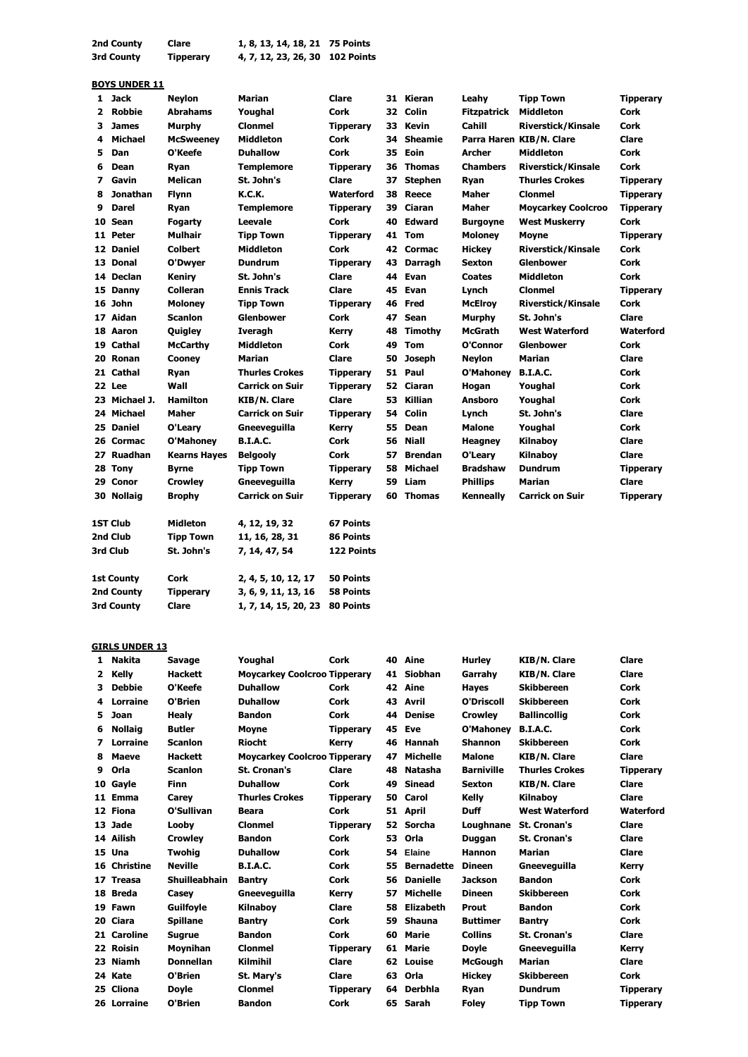| | | | |
|---|---|---|---|
| 2nd County | Clare | 1, 8, 13, 14, 18, 21 | 75 Points |
| 3rd County | Tipperary | 4, 7, 12, 23, 26, 30 | 102 Points |

**BOYS UNDER 11**

| | | | | | | | | | |
|---|---|---|---|---|---|---|---|---|---|
| 1 | Jack | Neylon | Marian | Clare | 31 | Kieran | Leahy | Tipp Town | Tipperary |
| 2 | Robbie | Abrahams | Youghal | Cork | 32 | Colin | Fitzpatrick | Middleton | Cork |
| 3 | James | Murphy | Clonmel | Tipperary | 33 | Kevin | Cahill | Riverstick/Kinsale | Cork |
| 4 | Michael | McSweeney | Middleton | Cork | 34 | Sheamie | Parra Haren | KIB/N. Clare | Clare |
| 5 | Dan | O'Keefe | Duhallow | Cork | 35 | Eoin | Archer | Middleton | Cork |
| 6 | Dean | Ryan | Templemore | Tipperary | 36 | Thomas | Chambers | Riverstick/Kinsale | Cork |
| 7 | Gavin | Melican | St. John's | Clare | 37 | Stephen | Ryan | Thurles Crokes | Tipperary |
| 8 | Jonathan | Flynn | K.C.K. | Waterford | 38 | Reece | Maher | Clonmel | Tipperary |
| 9 | Darel | Ryan | Templemore | Tipperary | 39 | Ciaran | Maher | Moycarkey Coolcroo | Tipperary |
| 10 | Sean | Fogarty | Leevale | Cork | 40 | Edward | Burgoyne | West Muskerry | Cork |
| 11 | Peter | Mulhair | Tipp Town | Tipperary | 41 | Tom | Moloney | Moyne | Tipperary |
| 12 | Daniel | Colbert | Middleton | Cork | 42 | Cormac | Hickey | Riverstick/Kinsale | Cork |
| 13 | Donal | O'Dwyer | Dundrum | Tipperary | 43 | Darragh | Sexton | Glenbower | Cork |
| 14 | Declan | Keniry | St. John's | Clare | 44 | Evan | Coates | Middleton | Cork |
| 15 | Danny | Colleran | Ennis Track | Clare | 45 | Evan | Lynch | Clonmel | Tipperary |
| 16 | John | Moloney | Tipp Town | Tipperary | 46 | Fred | McElroy | Riverstick/Kinsale | Cork |
| 17 | Aidan | Scanlon | Glenbower | Cork | 47 | Sean | Murphy | St. John's | Clare |
| 18 | Aaron | Quigley | Iveragh | Kerry | 48 | Timothy | McGrath | West Waterford | Waterford |
| 19 | Cathal | McCarthy | Middleton | Cork | 49 | Tom | O'Connor | Glenbower | Cork |
| 20 | Ronan | Cooney | Marian | Clare | 50 | Joseph | Neylon | Marian | Clare |
| 21 | Cathal | Ryan | Thurles Crokes | Tipperary | 51 | Paul | O'Mahoney | B.I.A.C. | Cork |
| 22 | Lee | Wall | Carrick on Suir | Tipperary | 52 | Ciaran | Hogan | Youghal | Cork |
| 23 | Michael J. | Hamilton | KIB/N. Clare | Clare | 53 | Killian | Ansboro | Youghal | Cork |
| 24 | Michael | Maher | Carrick on Suir | Tipperary | 54 | Colin | Lynch | St. John's | Clare |
| 25 | Daniel | O'Leary | Gneeveguilla | Kerry | 55 | Dean | Malone | Youghal | Cork |
| 26 | Cormac | O'Mahoney | B.I.A.C. | Cork | 56 | Niall | Heagney | Kilnaboy | Clare |
| 27 | Ruadhan | Kearns Hayes | Belgooly | Cork | 57 | Brendan | O'Leary | Kilnaboy | Clare |
| 28 | Tony | Byrne | Tipp Town | Tipperary | 58 | Michael | Bradshaw | Dundrum | Tipperary |
| 29 | Conor | Crowley | Gneeveguilla | Kerry | 59 | Liam | Phillips | Marian | Clare |
| 30 | Nollaig | Brophy | Carrick on Suir | Tipperary | 60 | Thomas | Kenneally | Carrick on Suir | Tipperary |

| | | | |
|---|---|---|---|
| 1ST Club | Midleton | 4, 12, 19, 32 | 67 Points |
| 2nd Club | Tipp Town | 11, 16, 28, 31 | 86 Points |
| 3rd Club | St. John's | 7, 14, 47, 54 | 122 Points |

| | | | |
|---|---|---|---|
| 1st County | Cork | 2, 4, 5, 10, 12, 17 | 50 Points |
| 2nd County | Tipperary | 3, 6, 9, 11, 13, 16 | 58 Points |
| 3rd County | Clare | 1, 7, 14, 15, 20, 23 | 80 Points |

**GIRLS UNDER 13**

| | | | | | | | | | |
|---|---|---|---|---|---|---|---|---|---|
| 1 | Nakita | Savage | Youghal | Cork | 40 | Aine | Hurley | KIB/N. Clare | Clare |
| 2 | Kelly | Hackett | Moycarkey Coolcroo | Tipperary | 41 | Siobhan | Garrahy | KIB/N. Clare | Clare |
| 3 | Debbie | O'Keefe | Duhallow | Cork | 42 | Aine | Hayes | Skibbereen | Cork |
| 4 | Lorraine | O'Brien | Duhallow | Cork | 43 | Avril | O'Driscoll | Skibbereen | Cork |
| 5 | Joan | Healy | Bandon | Cork | 44 | Denise | Crowley | Ballincollig | Cork |
| 6 | Nollaig | Butler | Moyne | Tipperary | 45 | Eve | O'Mahoney | B.I.A.C. | Cork |
| 7 | Lorraine | Scanlon | Riocht | Kerry | 46 | Hannah | Shannon | Skibbereen | Cork |
| 8 | Maeve | Hackett | Moycarkey Coolcroo | Tipperary | 47 | Michelle | Malone | KIB/N. Clare | Clare |
| 9 | Orla | Scanlon | St. Cronan's | Clare | 48 | Natasha | Barniville | Thurles Crokes | Tipperary |
| 10 | Gayle | Finn | Duhallow | Cork | 49 | Sinead | Sexton | KIB/N. Clare | Clare |
| 11 | Emma | Carey | Thurles Crokes | Tipperary | 50 | Carol | Kelly | Kilnaboy | Clare |
| 12 | Fiona | O'Sullivan | Beara | Cork | 51 | April | Duff | West Waterford | Waterford |
| 13 | Jade | Looby | Clonmel | Tipperary | 52 | Sorcha | Loughnane | St. Cronan's | Clare |
| 14 | Ailish | Crowley | Bandon | Cork | 53 | Orla | Duggan | St. Cronan's | Clare |
| 15 | Una | Twohig | Duhallow | Cork | 54 | Elaine | Hannon | Marian | Clare |
| 16 | Christine | Neville | B.I.A.C. | Cork | 55 | Bernadette | Dineen | Gneeveguilla | Kerry |
| 17 | Treasa | Shuilleabhain | Bantry | Cork | 56 | Danielle | Jackson | Bandon | Cork |
| 18 | Breda | Casey | Gneeveguilla | Kerry | 57 | Michelle | Dineen | Skibbereen | Cork |
| 19 | Fawn | Guilfoyle | Kilnaboy | Clare | 58 | Elizabeth | Prout | Bandon | Cork |
| 20 | Ciara | Spillane | Bantry | Cork | 59 | Shauna | Buttimer | Bantry | Cork |
| 21 | Caroline | Sugrue | Bandon | Cork | 60 | Marie | Collins | St. Cronan's | Clare |
| 22 | Roisin | Moynihan | Clonmel | Tipperary | 61 | Marie | Doyle | Gneeveguilla | Kerry |
| 23 | Niamh | Donnellan | Kilmihil | Clare | 62 | Louise | McGough | Marian | Clare |
| 24 | Kate | O'Brien | St. Mary's | Clare | 63 | Orla | Hickey | Skibbereen | Cork |
| 25 | Cliona | Doyle | Clonmel | Tipperary | 64 | Derbhla | Ryan | Dundrum | Tipperary |
| 26 | Lorraine | O'Brien | Bandon | Cork | 65 | Sarah | Foley | Tipp Town | Tipperary |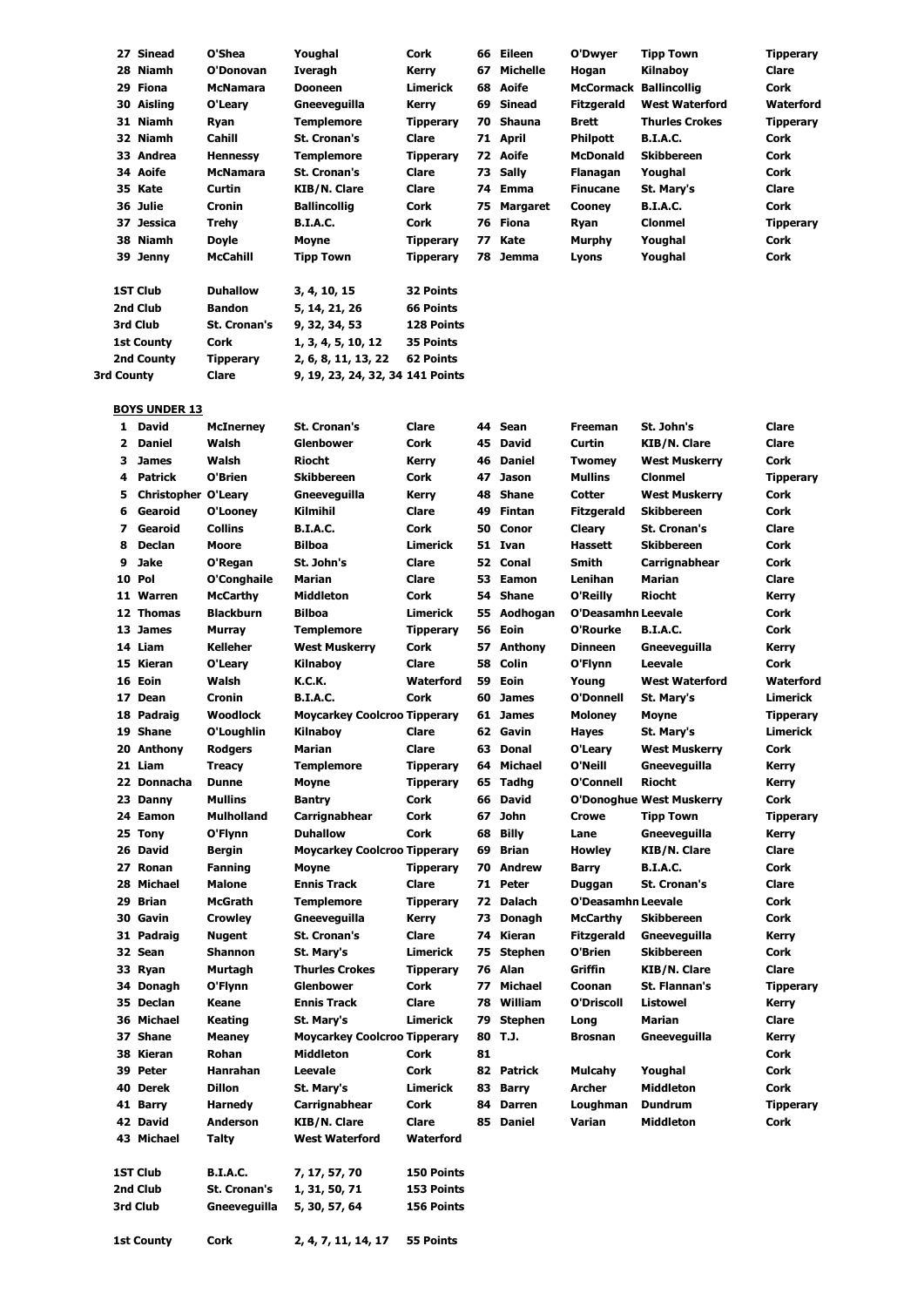| | | | | | | | | | |
|---|---|---|---|---|---|---|---|---|---|
| 27 | Sinead | O'Shea | Youghal | Cork | 66 | Eileen | O'Dwyer | Tipp Town | Tipperary |
| 28 | Niamh | O'Donovan | Iveragh | Kerry | 67 | Michelle | Hogan | Kilnaboy | Clare |
| 29 | Fiona | McNamara | Dooneen | Limerick | 68 | Aoife | McCormack | Ballincollig | Cork |
| 30 | Aisling | O'Leary | Gneeveguilla | Kerry | 69 | Sinead | Fitzgerald | West Waterford | Waterford |
| 31 | Niamh | Ryan | Templemore | Tipperary | 70 | Shauna | Brett | Thurles Crokes | Tipperary |
| 32 | Niamh | Cahill | St. Cronan's | Clare | 71 | April | Philpott | B.I.A.C. | Cork |
| 33 | Andrea | Hennessy | Templemore | Tipperary | 72 | Aoife | McDonald | Skibbereen | Cork |
| 34 | Aoife | McNamara | St. Cronan's | Clare | 73 | Sally | Flanagan | Youghal | Cork |
| 35 | Kate | Curtin | KIB/N. Clare | Clare | 74 | Emma | Finucane | St. Mary's | Clare |
| 36 | Julie | Cronin | Ballincollig | Cork | 75 | Margaret | Cooney | B.I.A.C. | Cork |
| 37 | Jessica | Trehy | B.I.A.C. | Cork | 76 | Fiona | Ryan | Clonmel | Tipperary |
| 38 | Niamh | Doyle | Moyne | Tipperary | 77 | Kate | Murphy | Youghal | Cork |
| 39 | Jenny | McCahill | Tipp Town | Tipperary | 78 | Jemma | Lyons | Youghal | Cork |

| | | | |
|---|---|---|---|
| 1ST Club | Duhallow | 3, 4, 10, 15 | 32 Points |
| 2nd Club | Bandon | 5, 14, 21, 26 | 66 Points |
| 3rd Club | St. Cronan's | 9, 32, 34, 53 | 128 Points |
| 1st County | Cork | 1, 3, 4, 5, 10, 12 | 35 Points |
| 2nd County | Tipperary | 2, 6, 8, 11, 13, 22 | 62 Points |
| 3rd County | Clare | 9, 19, 23, 24, 32, 34 | 141 Points |

**BOYS UNDER 13**

| | | | | | | | | | |
|---|---|---|---|---|---|---|---|---|---|
| 1 | David | McInerney | St. Cronan's | Clare | 44 | Sean | Freeman | St. John's | Clare |
| 2 | Daniel | Walsh | Glenbower | Cork | 45 | David | Curtin | KIB/N. Clare | Clare |
| 3 | James | Walsh | Riocht | Kerry | 46 | Daniel | Twomey | West Muskerry | Cork |
| 4 | Patrick | O'Brien | Skibbereen | Cork | 47 | Jason | Mullins | Clonmel | Tipperary |
| 5 | Christopher | O'Leary | Gneeveguilla | Kerry | 48 | Shane | Cotter | West Muskerry | Cork |
| 6 | Gearoid | O'Looney | Kilmihil | Clare | 49 | Fintan | Fitzgerald | Skibbereen | Cork |
| 7 | Gearoid | Collins | B.I.A.C. | Cork | 50 | Conor | Cleary | St. Cronan's | Clare |
| 8 | Declan | Moore | Bilboa | Limerick | 51 | Ivan | Hassett | Skibbereen | Cork |
| 9 | Jake | O'Regan | St. John's | Clare | 52 | Conal | Smith | Carrignabhear | Cork |
| 10 | Pol | O'Conghaile | Marian | Clare | 53 | Eamon | Lenihan | Marian | Clare |
| 11 | Warren | McCarthy | Middleton | Cork | 54 | Shane | O'Reilly | Riocht | Kerry |
| 12 | Thomas | Blackburn | Bilboa | Limerick | 55 | Aodhogan | O'Deasamhn | Leevale | Cork |
| 13 | James | Murray | Templemore | Tipperary | 56 | Eoin | O'Rourke | B.I.A.C. | Cork |
| 14 | Liam | Kelleher | West Muskerry | Cork | 57 | Anthony | Dinneen | Gneeveguilla | Kerry |
| 15 | Kieran | O'Leary | Kilnaboy | Clare | 58 | Colin | O'Flynn | Leevale | Cork |
| 16 | Eoin | Walsh | K.C.K. | Waterford | 59 | Eoin | Young | West Waterford | Waterford |
| 17 | Dean | Cronin | B.I.A.C. | Cork | 60 | James | O'Donnell | St. Mary's | Limerick |
| 18 | Padraig | Woodlock | Moycarkey Coolcroo | Tipperary | 61 | James | Moloney | Moyne | Tipperary |
| 19 | Shane | O'Loughlin | Kilnaboy | Clare | 62 | Gavin | Hayes | St. Mary's | Limerick |
| 20 | Anthony | Rodgers | Marian | Clare | 63 | Donal | O'Leary | West Muskerry | Cork |
| 21 | Liam | Treacy | Templemore | Tipperary | 64 | Michael | O'Neill | Gneeveguilla | Kerry |
| 22 | Donnacha | Dunne | Moyne | Tipperary | 65 | Tadhg | O'Connell | Riocht | Kerry |
| 23 | Danny | Mullins | Bantry | Cork | 66 | David | O'Donoghue | West Muskerry | Cork |
| 24 | Eamon | Mulholland | Carrignabhear | Cork | 67 | John | Crowe | Tipp Town | Tipperary |
| 25 | Tony | O'Flynn | Duhallow | Cork | 68 | Billy | Lane | Gneeveguilla | Kerry |
| 26 | David | Bergin | Moycarkey Coolcroo | Tipperary | 69 | Brian | Howley | KIB/N. Clare | Clare |
| 27 | Ronan | Fanning | Moyne | Tipperary | 70 | Andrew | Barry | B.I.A.C. | Cork |
| 28 | Michael | Malone | Ennis Track | Clare | 71 | Peter | Duggan | St. Cronan's | Clare |
| 29 | Brian | McGrath | Templemore | Tipperary | 72 | Dalach | O'Deasamhn | Leevale | Cork |
| 30 | Gavin | Crowley | Gneeveguilla | Kerry | 73 | Donagh | McCarthy | Skibbereen | Cork |
| 31 | Padraig | Nugent | St. Cronan's | Clare | 74 | Kieran | Fitzgerald | Gneeveguilla | Kerry |
| 32 | Sean | Shannon | St. Mary's | Limerick | 75 | Stephen | O'Brien | Skibbereen | Cork |
| 33 | Ryan | Murtagh | Thurles Crokes | Tipperary | 76 | Alan | Griffin | KIB/N. Clare | Clare |
| 34 | Donagh | O'Flynn | Glenbower | Cork | 77 | Michael | Coonan | St. Flannan's | Tipperary |
| 35 | Declan | Keane | Ennis Track | Clare | 78 | William | O'Driscoll | Listowel | Kerry |
| 36 | Michael | Keating | St. Mary's | Limerick | 79 | Stephen | Long | Marian | Clare |
| 37 | Shane | Meaney | Moycarkey Coolcroo | Tipperary | 80 | T.J. | Brosnan | Gneeveguilla | Kerry |
| 38 | Kieran | Rohan | Middleton | Cork | 81 | | | | Cork |
| 39 | Peter | Hanrahan | Leevale | Cork | 82 | Patrick | Mulcahy | Youghal | Cork |
| 40 | Derek | Dillon | St. Mary's | Limerick | 83 | Barry | Archer | Middleton | Cork |
| 41 | Barry | Harnedy | Carrignabhear | Cork | 84 | Darren | Loughman | Dundrum | Tipperary |
| 42 | David | Anderson | KIB/N. Clare | Clare | 85 | Daniel | Varian | Middleton | Cork |
| 43 | Michael | Talty | West Waterford | Waterford | | | | | |

| | | | |
|---|---|---|---|
| 1ST Club | B.I.A.C. | 7, 17, 57, 70 | 150 Points |
| 2nd Club | St. Cronan's | 1, 31, 50, 71 | 153 Points |
| 3rd Club | Gneeveguilla | 5, 30, 57, 64 | 156 Points |
| 1st County | Cork | 2, 4, 7, 11, 14, 17 | 55 Points |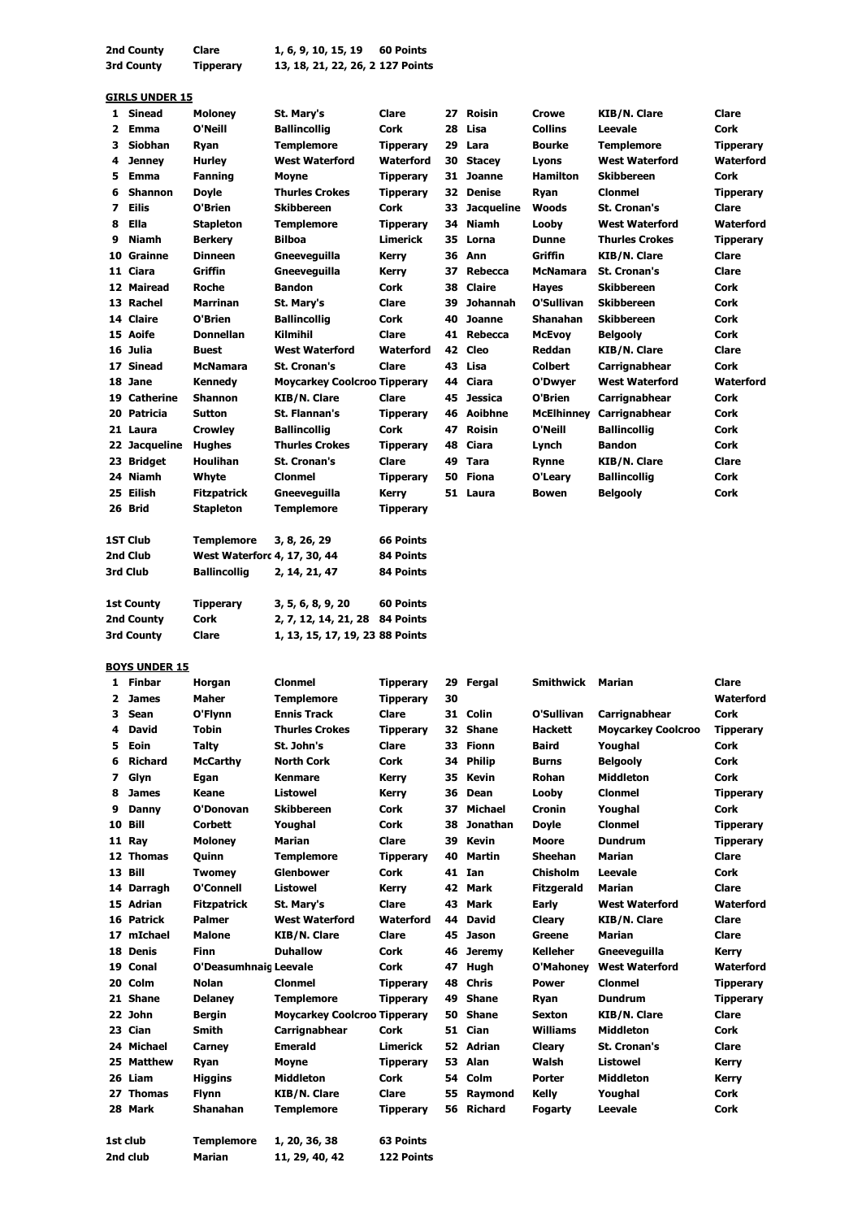| | | | |
|---|---|---|---|
| 2nd County | Clare | 1, 6, 9, 10, 15, 19 | 60 Points |
| 3rd County | Tipperary | 13, 18, 21, 22, 26, 2 | 127 Points |

## GIRLS UNDER 15

| | | | | | | | | | |
|---|---|---|---|---|---|---|---|---|---|
| 1 | Sinead | Moloney | St. Mary's | Clare | 27 | Roisin | Crowe | KIB/N. Clare | Clare |
| 2 | Emma | O'Neill | Ballincollig | Cork | 28 | Lisa | Collins | Leevale | Cork |
| 3 | Siobhan | Ryan | Templemore | Tipperary | 29 | Lara | Bourke | Templemore | Tipperary |
| 4 | Jenney | Hurley | West Waterford | Waterford | 30 | Stacey | Lyons | West Waterford | Waterford |
| 5 | Emma | Fanning | Moyne | Tipperary | 31 | Joanne | Hamilton | Skibbereen | Cork |
| 6 | Shannon | Doyle | Thurles Crokes | Tipperary | 32 | Denise | Ryan | Clonmel | Tipperary |
| 7 | Eilis | O'Brien | Skibbereen | Cork | 33 | Jacqueline | Woods | St. Cronan's | Clare |
| 8 | Ella | Stapleton | Templemore | Tipperary | 34 | Niamh | Looby | West Waterford | Waterford |
| 9 | Niamh | Berkery | Bilboa | Limerick | 35 | Lorna | Dunne | Thurles Crokes | Tipperary |
| 10 | Grainne | Dinneen | Gneeveguilla | Kerry | 36 | Ann | Griffin | KIB/N. Clare | Clare |
| 11 | Ciara | Griffin | Gneeveguilla | Kerry | 37 | Rebecca | McNamara | St. Cronan's | Clare |
| 12 | Mairead | Roche | Bandon | Cork | 38 | Claire | Hayes | Skibbereen | Cork |
| 13 | Rachel | Marrinan | St. Mary's | Clare | 39 | Johannah | O'Sullivan | Skibbereen | Cork |
| 14 | Claire | O'Brien | Ballincollig | Cork | 40 | Joanne | Shanahan | Skibbereen | Cork |
| 15 | Aoife | Donnellan | Kilmihil | Clare | 41 | Rebecca | McEvoy | Belgooly | Cork |
| 16 | Julia | Buest | West Waterford | Waterford | 42 | Cleo | Reddan | KIB/N. Clare | Clare |
| 17 | Sinead | McNamara | St. Cronan's | Clare | 43 | Lisa | Colbert | Carrignabhear | Cork |
| 18 | Jane | Kennedy | Moycarkey Coolcroo | Tipperary | 44 | Ciara | O'Dwyer | West Waterford | Waterford |
| 19 | Catherine | Shannon | KIB/N. Clare | Clare | 45 | Jessica | O'Brien | Carrignabhear | Cork |
| 20 | Patricia | Sutton | St. Flannan's | Tipperary | 46 | Aoibhne | McElhinney | Carrignabhear | Cork |
| 21 | Laura | Crowley | Ballincollig | Cork | 47 | Roisin | O'Neill | Ballincollig | Cork |
| 22 | Jacqueline | Hughes | Thurles Crokes | Tipperary | 48 | Ciara | Lynch | Bandon | Cork |
| 23 | Bridget | Houlihan | St. Cronan's | Clare | 49 | Tara | Rynne | KIB/N. Clare | Clare |
| 24 | Niamh | Whyte | Clonmel | Tipperary | 50 | Fiona | O'Leary | Ballincollig | Cork |
| 25 | Eilish | Fitzpatrick | Gneeveguilla | Kerry | 51 | Laura | Bowen | Belgooly | Cork |
| 26 | Brid | Stapleton | Templemore | Tipperary | | | | | |

| | | | |
|---|---|---|---|
| 1ST Club | Templemore | 3, 8, 26, 29 | 66 Points |
| 2nd Club | West Waterford | 4, 17, 30, 44 | 84 Points |
| 3rd Club | Ballincollig | 2, 14, 21, 47 | 84 Points |

| | | | |
|---|---|---|---|
| 1st County | Tipperary | 3, 5, 6, 8, 9, 20 | 60 Points |
| 2nd County | Cork | 2, 7, 12, 14, 21, 28 | 84 Points |
| 3rd County | Clare | 1, 13, 15, 17, 19, 23 | 88 Points |

## BOYS UNDER 15

| | | | | | | | | | |
|---|---|---|---|---|---|---|---|---|---|
| 1 | Finbar | Horgan | Clonmel | Tipperary | 29 | Fergal | Smithwick | Marian | Clare |
| 2 | James | Maher | Templemore | Tipperary | 30 | | | | Waterford |
| 3 | Sean | O'Flynn | Ennis Track | Clare | 31 | Colin | O'Sullivan | Carrignabhear | Cork |
| 4 | David | Tobin | Thurles Crokes | Tipperary | 32 | Shane | Hackett | Moycarkey Coolcroo | Tipperary |
| 5 | Eoin | Talty | St. John's | Clare | 33 | Fionn | Baird | Youghal | Cork |
| 6 | Richard | McCarthy | North Cork | Cork | 34 | Philip | Burns | Belgooly | Cork |
| 7 | Glyn | Egan | Kenmare | Kerry | 35 | Kevin | Rohan | Middleton | Cork |
| 8 | James | Keane | Listowel | Kerry | 36 | Dean | Looby | Clonmel | Tipperary |
| 9 | Danny | O'Donovan | Skibbereen | Cork | 37 | Michael | Cronin | Youghal | Cork |
| 10 | Bill | Corbett | Youghal | Cork | 38 | Jonathan | Doyle | Clonmel | Tipperary |
| 11 | Ray | Moloney | Marian | Clare | 39 | Kevin | Moore | Dundrum | Tipperary |
| 12 | Thomas | Quinn | Templemore | Tipperary | 40 | Martin | Sheehan | Marian | Clare |
| 13 | Bill | Twomey | Glenbower | Cork | 41 | Ian | Chisholm | Leevale | Cork |
| 14 | Darragh | O'Connell | Listowel | Kerry | 42 | Mark | Fitzgerald | Marian | Clare |
| 15 | Adrian | Fitzpatrick | St. Mary's | Clare | 43 | Mark | Early | West Waterford | Waterford |
| 16 | Patrick | Palmer | West Waterford | Waterford | 44 | David | Cleary | KIB/N. Clare | Clare |
| 17 | mIchael | Malone | KIB/N. Clare | Clare | 45 | Jason | Greene | Marian | Clare |
| 18 | Denis | Finn | Duhallow | Cork | 46 | Jeremy | Kelleher | Gneeveguilla | Kerry |
| 19 | Conal | O'Deasumhnaig | Leevale | Cork | 47 | Hugh | O'Mahoney | West Waterford | Waterford |
| 20 | Colm | Nolan | Clonmel | Tipperary | 48 | Chris | Power | Clonmel | Tipperary |
| 21 | Shane | Delaney | Templemore | Tipperary | 49 | Shane | Ryan | Dundrum | Tipperary |
| 22 | John | Bergin | Moycarkey Coolcroo | Tipperary | 50 | Shane | Sexton | KIB/N. Clare | Clare |
| 23 | Cian | Smith | Carrignabhear | Cork | 51 | Cian | Williams | Middleton | Cork |
| 24 | Michael | Carney | Emerald | Limerick | 52 | Adrian | Cleary | St. Cronan's | Clare |
| 25 | Matthew | Ryan | Moyne | Tipperary | 53 | Alan | Walsh | Listowel | Kerry |
| 26 | Liam | Higgins | Middleton | Cork | 54 | Colm | Porter | Middleton | Kerry |
| 27 | Thomas | Flynn | KIB/N. Clare | Clare | 55 | Raymond | Kelly | Youghal | Cork |
| 28 | Mark | Shanahan | Templemore | Tipperary | 56 | Richard | Fogarty | Leevale | Cork |

| | | | |
|---|---|---|---|
| 1st club | Templemore | 1, 20, 36, 38 | 63 Points |
| 2nd club | Marian | 11, 29, 40, 42 | 122 Points |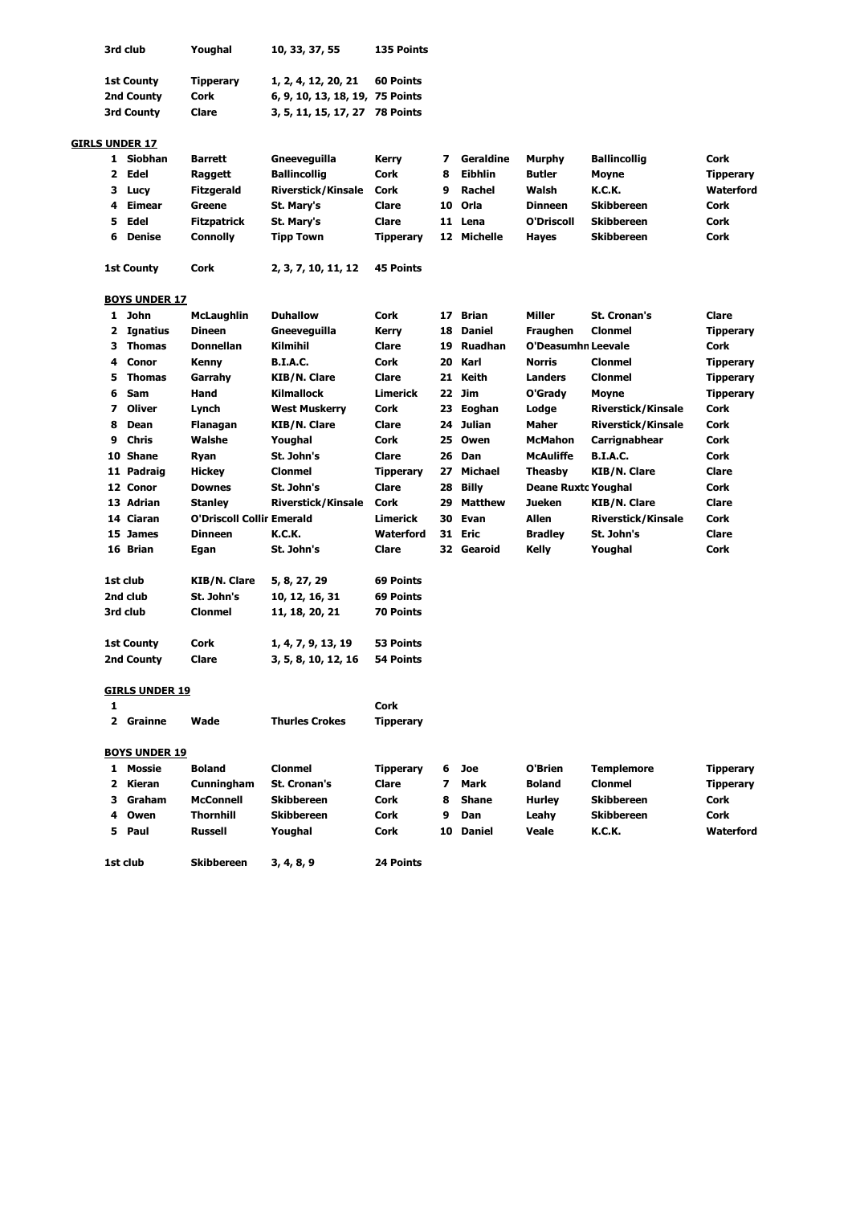| | | | |
|---|---|---|---|
| 3rd club | Youghal | 10, 33, 37, 55 | 135 Points |

| | | | |
|---|---|---|---|
| 1st County | Tipperary | 1, 2, 4, 12, 20, 21 | 60 Points |
| 2nd County | Cork | 6, 9, 10, 13, 18, 19, | 75 Points |
| 3rd County | Clare | 3, 5, 11, 15, 17, 27 | 78 Points |

## GIRLS UNDER 17

| | | | | | | | | | |
|---|---|---|---|---|---|---|---|---|---|
| 1 | Siobhan | Barrett | Gneeveguilla | Kerry | 7 | Geraldine | Murphy | Ballincollig | Cork |
| 2 | Edel | Raggett | Ballincollig | Cork | 8 | Eibhlin | Butler | Moyne | Tipperary |
| 3 | Lucy | Fitzgerald | Riverstick/Kinsale | Cork | 9 | Rachel | Walsh | K.C.K. | Waterford |
| 4 | Eimear | Greene | St. Mary's | Clare | 10 | Orla | Dinneen | Skibbereen | Cork |
| 5 | Edel | Fitzpatrick | St. Mary's | Clare | 11 | Lena | O'Driscoll | Skibbereen | Cork |
| 6 | Denise | Connolly | Tipp Town | Tipperary | 12 | Michelle | Hayes | Skibbereen | Cork |

| | | | |
|---|---|---|---|
| 1st County | Cork | 2, 3, 7, 10, 11, 12 | 45 Points |

## BOYS UNDER 17

| | | | | | | | | | |
|---|---|---|---|---|---|---|---|---|---|
| 1 | John | McLaughlin | Duhallow | Cork | 17 | Brian | Miller | St. Cronan's | Clare |
| 2 | Ignatius | Dineen | Gneeveguilla | Kerry | 18 | Daniel | Fraughen | Clonmel | Tipperary |
| 3 | Thomas | Donnellan | Kilmihil | Clare | 19 | Ruadhan | O'Deasumhn | Leevale | Cork |
| 4 | Conor | Kenny | B.I.A.C. | Cork | 20 | Karl | Norris | Clonmel | Tipperary |
| 5 | Thomas | Garrahy | KIB/N. Clare | Clare | 21 | Keith | Landers | Clonmel | Tipperary |
| 6 | Sam | Hand | Kilmallock | Limerick | 22 | Jim | O'Grady | Moyne | Tipperary |
| 7 | Oliver | Lynch | West Muskerry | Cork | 23 | Eoghan | Lodge | Riverstick/Kinsale | Cork |
| 8 | Dean | Flanagan | KIB/N. Clare | Clare | 24 | Julian | Maher | Riverstick/Kinsale | Cork |
| 9 | Chris | Walshe | Youghal | Cork | 25 | Owen | McMahon | Carrignabhear | Cork |
| 10 | Shane | Ryan | St. John's | Clare | 26 | Dan | McAuliffe | B.I.A.C. | Cork |
| 11 | Padraig | Hickey | Clonmel | Tipperary | 27 | Michael | Theasby | KIB/N. Clare | Clare |
| 12 | Conor | Downes | St. John's | Clare | 28 | Billy | Deane Ruxto | Youghal | Cork |
| 13 | Adrian | Stanley | Riverstick/Kinsale | Cork | 29 | Matthew | Jueken | KIB/N. Clare | Clare |
| 14 | Ciaran | O'Driscoll Collir | Emerald | Limerick | 30 | Evan | Allen | Riverstick/Kinsale | Cork |
| 15 | James | Dinneen | K.C.K. | Waterford | 31 | Eric | Bradley | St. John's | Clare |
| 16 | Brian | Egan | St. John's | Clare | 32 | Gearoid | Kelly | Youghal | Cork |

| | | | |
|---|---|---|---|
| 1st club | KIB/N. Clare | 5, 8, 27, 29 | 69 Points |
| 2nd club | St. John's | 10, 12, 16, 31 | 69 Points |
| 3rd club | Clonmel | 11, 18, 20, 21 | 70 Points |

| | | | |
|---|---|---|---|
| 1st County | Cork | 1, 4, 7, 9, 13, 19 | 53 Points |
| 2nd County | Clare | 3, 5, 8, 10, 12, 16 | 54 Points |

## GIRLS UNDER 19

| | | | | |
|---|---|---|---|---|
| 1 | | | | Cork |
| 2 | Grainne | Wade | Thurles Crokes | Tipperary |

## BOYS UNDER 19

| | | | | | | | | | |
|---|---|---|---|---|---|---|---|---|---|
| 1 | Mossie | Boland | Clonmel | Tipperary | 6 | Joe | O'Brien | Templemore | Tipperary |
| 2 | Kieran | Cunningham | St. Cronan's | Clare | 7 | Mark | Boland | Clonmel | Tipperary |
| 3 | Graham | McConnell | Skibbereen | Cork | 8 | Shane | Hurley | Skibbereen | Cork |
| 4 | Owen | Thornhill | Skibbereen | Cork | 9 | Dan | Leahy | Skibbereen | Cork |
| 5 | Paul | Russell | Youghal | Cork | 10 | Daniel | Veale | K.C.K. | Waterford |

| | | | |
|---|---|---|---|
| 1st club | Skibbereen | 3, 4, 8, 9 | 24 Points |